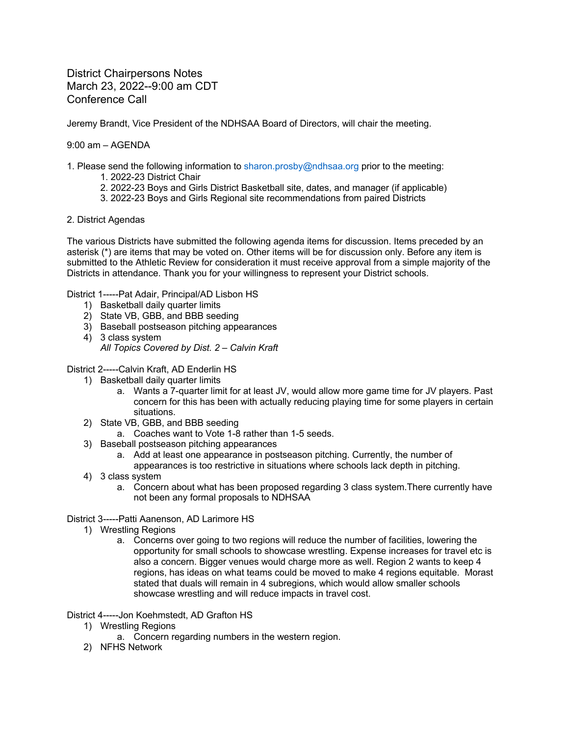# District Chairpersons Notes
## March 23, 2022--9:00 am CDT
## Conference Call

Jeremy Brandt, Vice President of the NDHSAA Board of Directors, will chair the meeting.

9:00 am – AGENDA

1. Please send the following information to sharon.prosby@ndhsaa.org prior to the meeting:
    1. 2022-23 District Chair
    2. 2022-23 Boys and Girls District Basketball site, dates, and manager (if applicable)
    3. 2022-23 Boys and Girls Regional site recommendations from paired Districts

2. District Agendas

The various Districts have submitted the following agenda items for discussion. Items preceded by an asterisk (*) are items that may be voted on. Other items will be for discussion only. Before any item is submitted to the Athletic Review for consideration it must receive approval from a simple majority of the Districts in attendance. Thank you for your willingness to represent your District schools.

District 1-----Pat Adair, Principal/AD Lisbon HS

1) Basketball daily quarter limits
2) State VB, GBB, and BBB seeding
3) Baseball postseason pitching appearances
4) 3 class system

    *All Topics Covered by Dist. 2 – Calvin Kraft*

District 2-----Calvin Kraft, AD Enderlin HS

1) Basketball daily quarter limits
    a. Wants a 7-quarter limit for at least JV, would allow more game time for JV players. Past concern for this has been with actually reducing playing time for some players in certain situations.
2) State VB, GBB, and BBB seeding
    a. Coaches want to Vote 1-8 rather than 1-5 seeds.
3) Baseball postseason pitching appearances
    a. Add at least one appearance in postseason pitching. Currently, the number of appearances is too restrictive in situations where schools lack depth in pitching.
4) 3 class system
    a. Concern about what has been proposed regarding 3 class system.There currently have not been any formal proposals to NDHSAA

District 3-----Patti Aanenson, AD Larimore HS

1) Wrestling Regions
    a. Concerns over going to two regions will reduce the number of facilities, lowering the opportunity for small schools to showcase wrestling. Expense increases for travel etc is also a concern. Bigger venues would charge more as well. Region 2 wants to keep 4 regions, has ideas on what teams could be moved to make 4 regions equitable. Morast stated that duals will remain in 4 subregions, which would allow smaller schools showcase wrestling and will reduce impacts in travel cost.

District 4-----Jon Koehmstedt, AD Grafton HS

1) Wrestling Regions
    a. Concern regarding numbers in the western region.
2) NFHS Network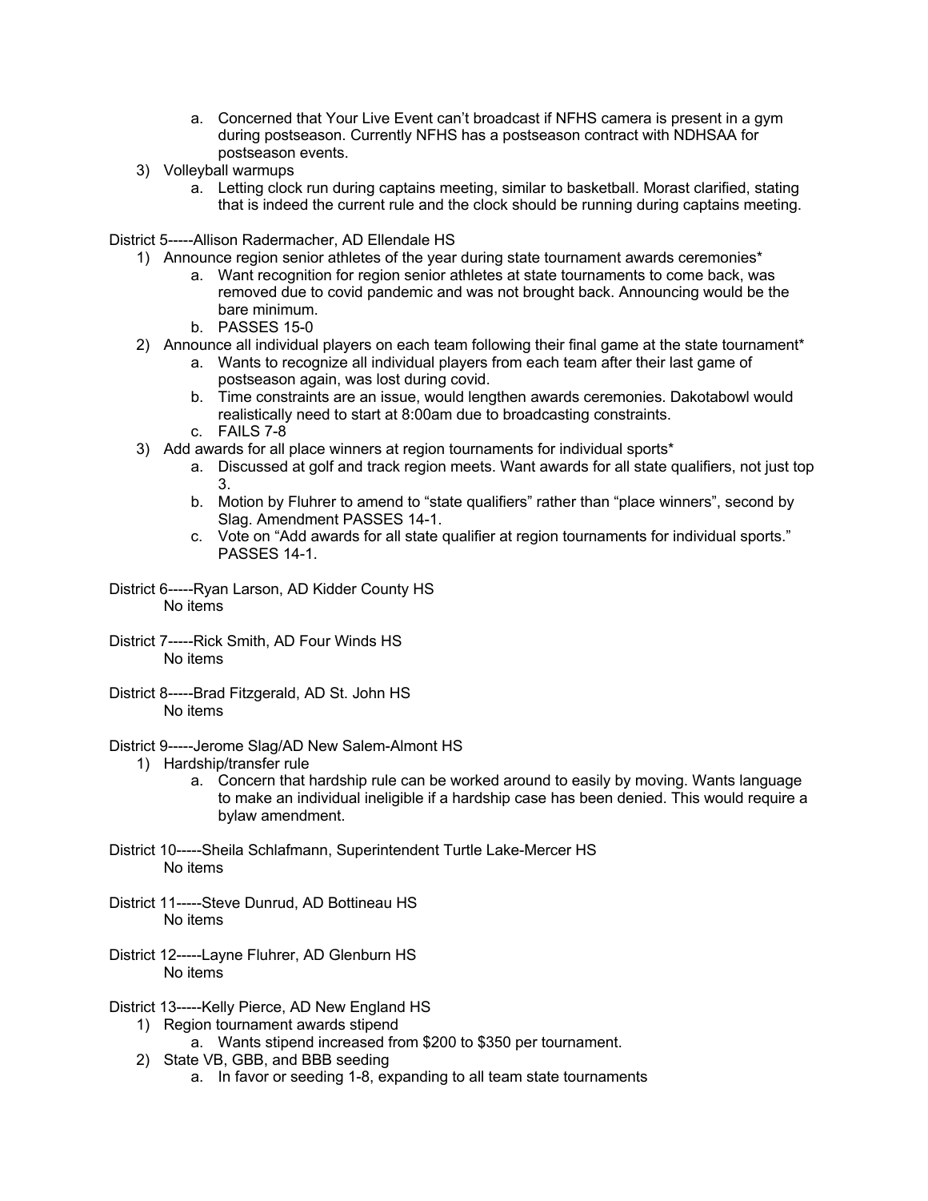a. Concerned that Your Live Event can't broadcast if NFHS camera is present in a gym during postseason. Currently NFHS has a postseason contract with NDHSAA for postseason events.

3) Volleyball warmups
   a. Letting clock run during captains meeting, similar to basketball. Morast clarified, stating that is indeed the current rule and the clock should be running during captains meeting.

District 5-----Allison Radermacher, AD Ellendale HS

1) Announce region senior athletes of the year during state tournament awards ceremonies*
   a. Want recognition for region senior athletes at state tournaments to come back, was removed due to covid pandemic and was not brought back. Announcing would be the bare minimum.
   b. PASSES 15-0
2) Announce all individual players on each team following their final game at the state tournament*
   a. Wants to recognize all individual players from each team after their last game of postseason again, was lost during covid.
   b. Time constraints are an issue, would lengthen awards ceremonies. Dakotabowl would realistically need to start at 8:00am due to broadcasting constraints.
   c. FAILS 7-8
3) Add awards for all place winners at region tournaments for individual sports*
   a. Discussed at golf and track region meets. Want awards for all state qualifiers, not just top 3.
   b. Motion by Fluhrer to amend to "state qualifiers" rather than "place winners", second by Slag. Amendment PASSES 14-1.
   c. Vote on "Add awards for all state qualifier at region tournaments for individual sports." PASSES 14-1.

District 6-----Ryan Larson, AD Kidder County HS
   No items

District 7-----Rick Smith, AD Four Winds HS
   No items

District 8-----Brad Fitzgerald, AD St. John HS
   No items

District 9-----Jerome Slag/AD New Salem-Almont HS

1) Hardship/transfer rule
   a. Concern that hardship rule can be worked around to easily by moving. Wants language to make an individual ineligible if a hardship case has been denied. This would require a bylaw amendment.

District 10-----Sheila Schlafmann, Superintendent Turtle Lake-Mercer HS
   No items

District 11-----Steve Dunrud, AD Bottineau HS
   No items

District 12-----Layne Fluhrer, AD Glenburn HS
   No items

District 13-----Kelly Pierce, AD New England HS

1) Region tournament awards stipend
   a. Wants stipend increased from $200 to $350 per tournament.
2) State VB, GBB, and BBB seeding
   a. In favor or seeding 1-8, expanding to all team state tournaments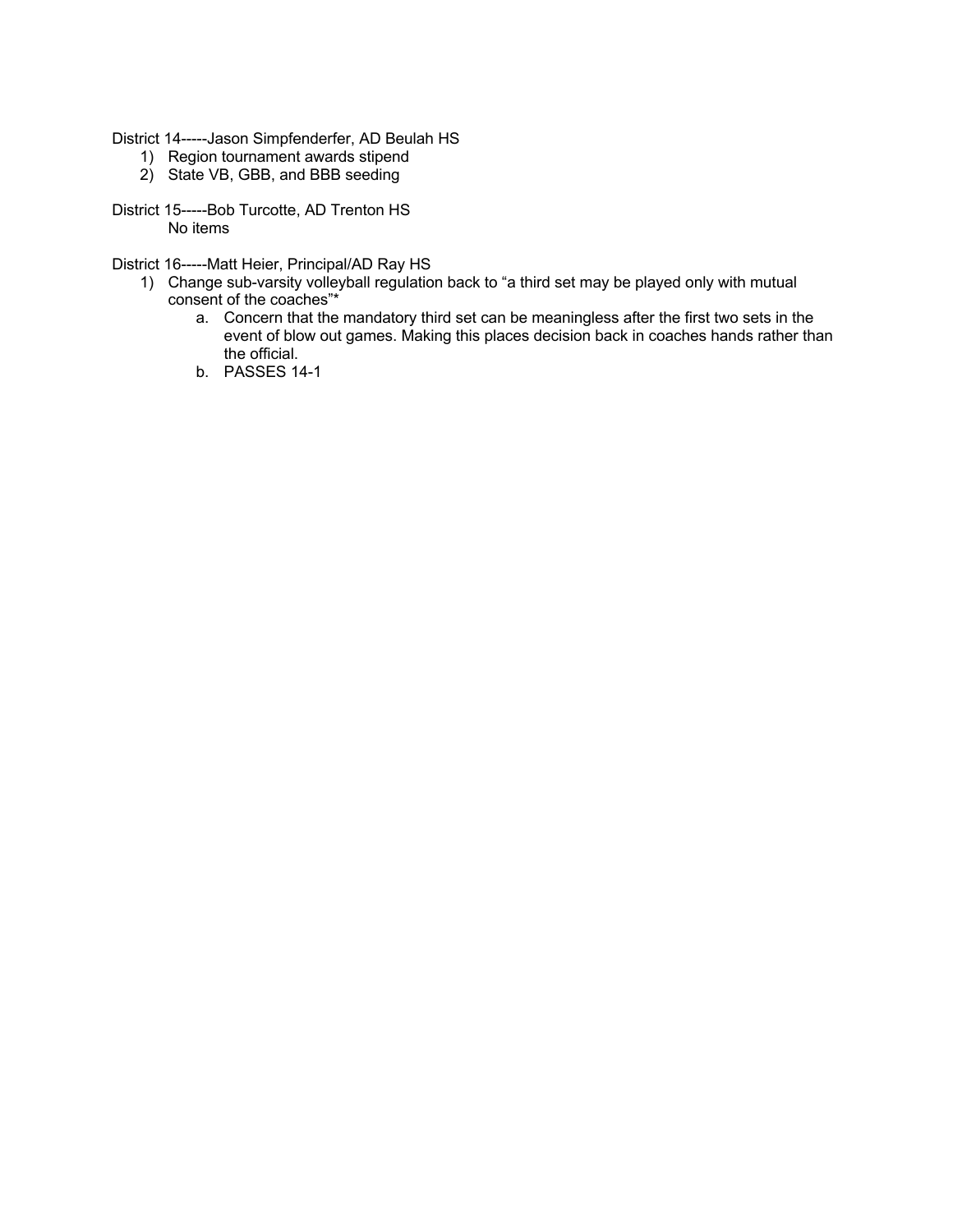District 14-----Jason Simpfenderfer, AD Beulah HS

1) Region tournament awards stipend
2) State VB, GBB, and BBB seeding

District 15-----Bob Turcotte, AD Trenton HS

No items

District 16-----Matt Heier, Principal/AD Ray HS

1) Change sub-varsity volleyball regulation back to “a third set may be played only with mutual consent of the coaches”*
    a. Concern that the mandatory third set can be meaningless after the first two sets in the event of blow out games. Making this places decision back in coaches hands rather than the official.
    b. PASSES 14-1